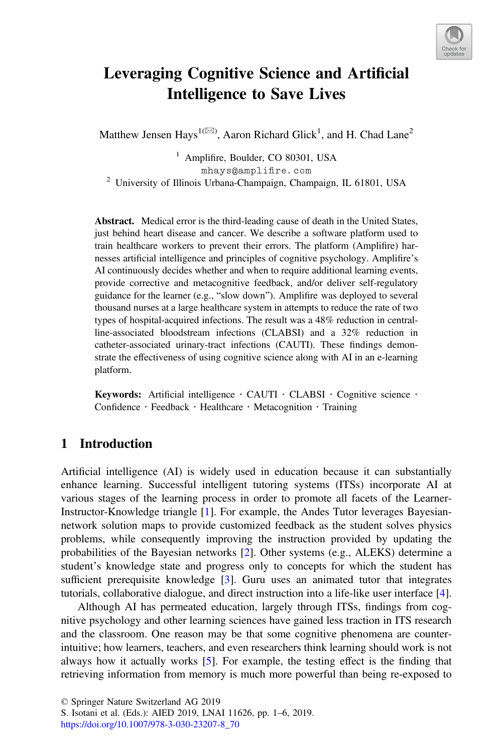# Leveraging Cognitive Science and Artificial Intelligence to Save Lives

Matthew Jensen Hays[1](✉), Aaron Richard Glick[1], and H. Chad Lane[2]

[1] Amplifire, Boulder, CO 80301, USA
mhays@amplifire.com
[2] University of Illinois Urbana-Champaign, Champaign, IL 61801, USA

**Abstract.** Medical error is the third-leading cause of death in the United States, just behind heart disease and cancer. We describe a software platform used to train healthcare workers to prevent their errors. The platform (Amplifire) harnesses artificial intelligence and principles of cognitive psychology. Amplifire's AI continuously decides whether and when to require additional learning events, provide corrective and metacognitive feedback, and/or deliver self-regulatory guidance for the learner (e.g., "slow down"). Amplifire was deployed to several thousand nurses at a large healthcare system in attempts to reduce the rate of two types of hospital-acquired infections. The result was a 48% reduction in central-line-associated bloodstream infections (CLABSI) and a 32% reduction in catheter-associated urinary-tract infections (CAUTI). These findings demonstrate the effectiveness of using cognitive science along with AI in an e-learning platform.

**Keywords:** Artificial intelligence · CAUTI · CLABSI · Cognitive science · Confidence · Feedback · Healthcare · Metacognition · Training

## 1 Introduction

Artificial intelligence (AI) is widely used in education because it can substantially enhance learning. Successful intelligent tutoring systems (ITSs) incorporate AI at various stages of the learning process in order to promote all facets of the Learner-Instructor-Knowledge triangle [1]. For example, the Andes Tutor leverages Bayesian-network solution maps to provide customized feedback as the student solves physics problems, while consequently improving the instruction provided by updating the probabilities of the Bayesian networks [2]. Other systems (e.g., ALEKS) determine a student's knowledge state and progress only to concepts for which the student has sufficient prerequisite knowledge [3]. Guru uses an animated tutor that integrates tutorials, collaborative dialogue, and direct instruction into a life-like user interface [4].

Although AI has permeated education, largely through ITSs, findings from cognitive psychology and other learning sciences have gained less traction in ITS research and the classroom. One reason may be that some cognitive phenomena are counter-intuitive; how learners, teachers, and even researchers think learning should work is not always how it actually works [5]. For example, the testing effect is the finding that retrieving information from memory is much more powerful than being re-exposed to

© Springer Nature Switzerland AG 2019
S. Isotani et al. (Eds.): AIED 2019, LNAI 11626, pp. 1–6, 2019.
https://doi.org/10.1007/978-3-030-23207-8_70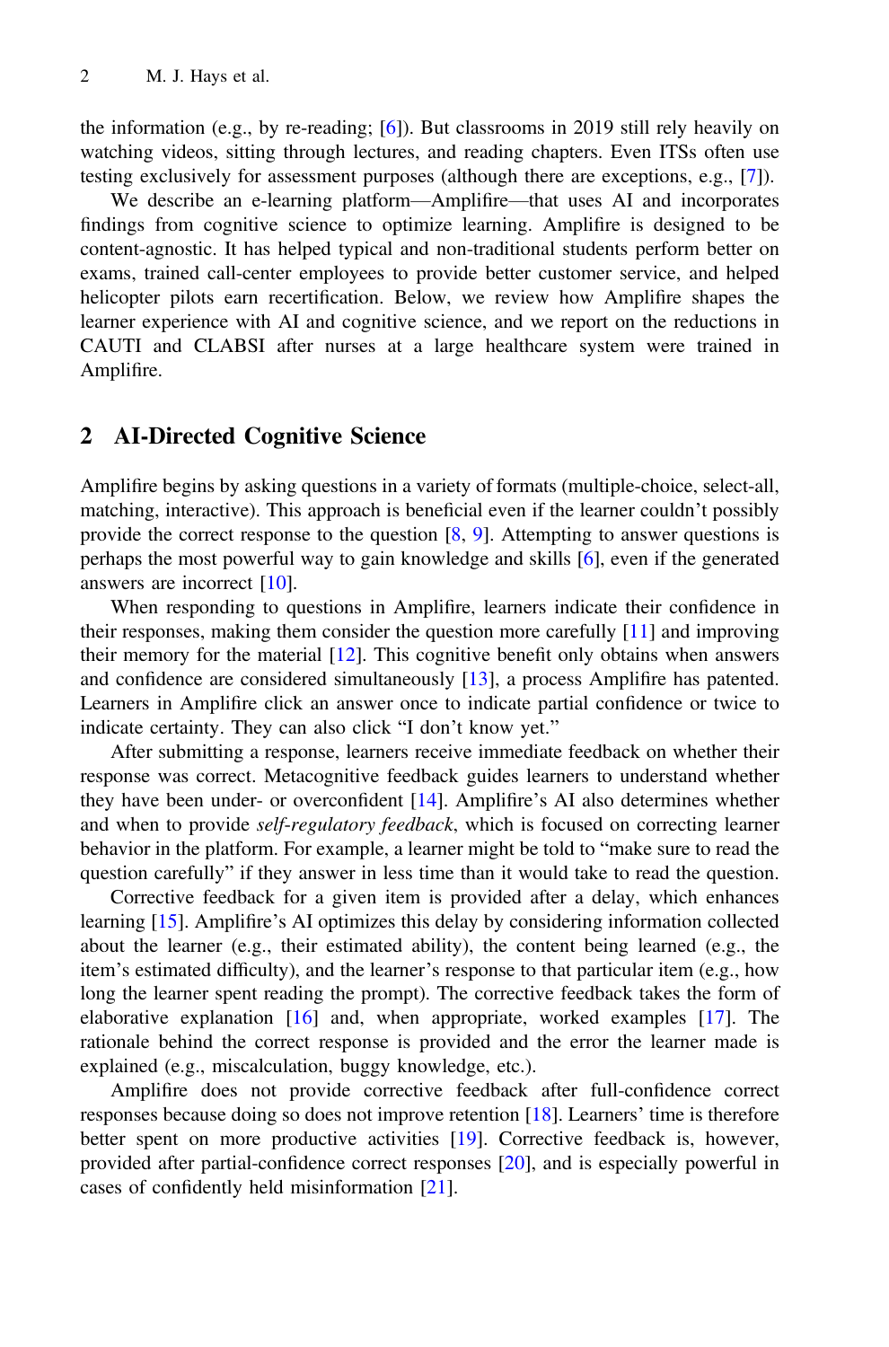the information (e.g., by re-reading; [6]). But classrooms in 2019 still rely heavily on watching videos, sitting through lectures, and reading chapters. Even ITSs often use testing exclusively for assessment purposes (although there are exceptions, e.g., [7]).

We describe an e-learning platform—Amplifire—that uses AI and incorporates findings from cognitive science to optimize learning. Amplifire is designed to be content-agnostic. It has helped typical and non-traditional students perform better on exams, trained call-center employees to provide better customer service, and helped helicopter pilots earn recertification. Below, we review how Amplifire shapes the learner experience with AI and cognitive science, and we report on the reductions in CAUTI and CLABSI after nurses at a large healthcare system were trained in Amplifire.

## 2 AI-Directed Cognitive Science

Amplifire begins by asking questions in a variety of formats (multiple-choice, select-all, matching, interactive). This approach is beneficial even if the learner couldn't possibly provide the correct response to the question [8, 9]. Attempting to answer questions is perhaps the most powerful way to gain knowledge and skills [6], even if the generated answers are incorrect [10].

When responding to questions in Amplifire, learners indicate their confidence in their responses, making them consider the question more carefully [11] and improving their memory for the material [12]. This cognitive benefit only obtains when answers and confidence are considered simultaneously [13], a process Amplifire has patented. Learners in Amplifire click an answer once to indicate partial confidence or twice to indicate certainty. They can also click "I don't know yet."

After submitting a response, learners receive immediate feedback on whether their response was correct. Metacognitive feedback guides learners to understand whether they have been under- or overconfident [14]. Amplifire's AI also determines whether and when to provide *self-regulatory feedback*, which is focused on correcting learner behavior in the platform. For example, a learner might be told to "make sure to read the question carefully" if they answer in less time than it would take to read the question.

Corrective feedback for a given item is provided after a delay, which enhances learning [15]. Amplifire's AI optimizes this delay by considering information collected about the learner (e.g., their estimated ability), the content being learned (e.g., the item's estimated difficulty), and the learner's response to that particular item (e.g., how long the learner spent reading the prompt). The corrective feedback takes the form of elaborative explanation [16] and, when appropriate, worked examples [17]. The rationale behind the correct response is provided and the error the learner made is explained (e.g., miscalculation, buggy knowledge, etc.).

Amplifire does not provide corrective feedback after full-confidence correct responses because doing so does not improve retention [18]. Learners' time is therefore better spent on more productive activities [19]. Corrective feedback is, however, provided after partial-confidence correct responses [20], and is especially powerful in cases of confidently held misinformation [21].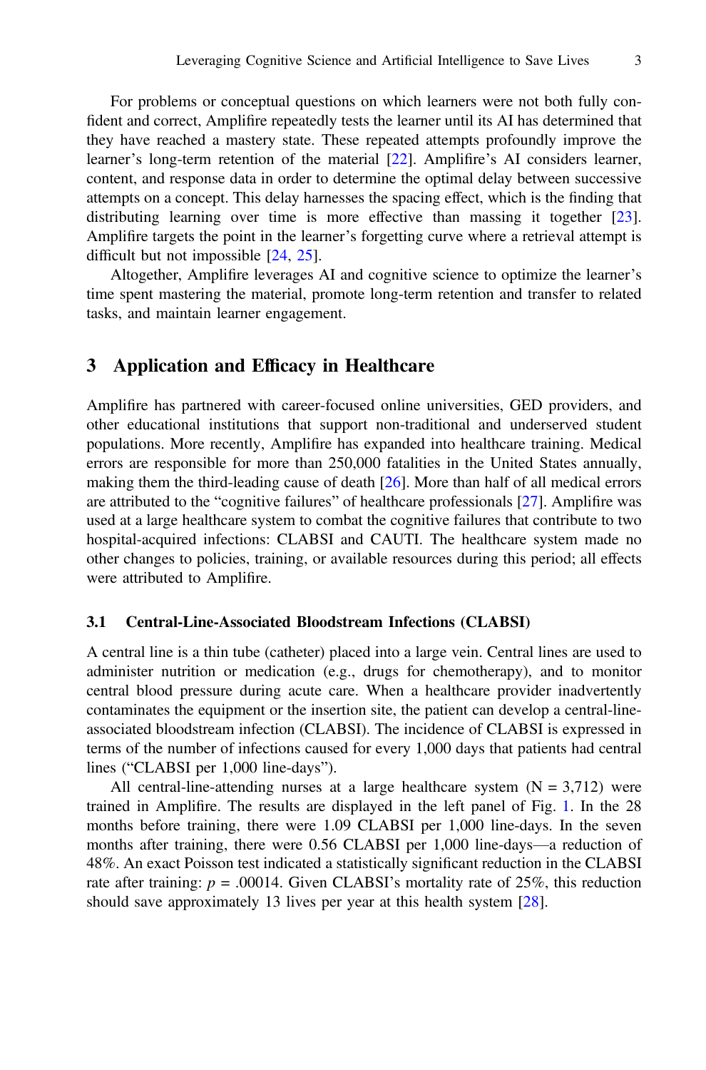For problems or conceptual questions on which learners were not both fully confident and correct, Amplifire repeatedly tests the learner until its AI has determined that they have reached a mastery state. These repeated attempts profoundly improve the learner's long-term retention of the material [22]. Amplifire's AI considers learner, content, and response data in order to determine the optimal delay between successive attempts on a concept. This delay harnesses the spacing effect, which is the finding that distributing learning over time is more effective than massing it together [23]. Amplifire targets the point in the learner's forgetting curve where a retrieval attempt is difficult but not impossible [24, 25].

Altogether, Amplifire leverages AI and cognitive science to optimize the learner's time spent mastering the material, promote long-term retention and transfer to related tasks, and maintain learner engagement.

## 3 Application and Efficacy in Healthcare

Amplifire has partnered with career-focused online universities, GED providers, and other educational institutions that support non-traditional and underserved student populations. More recently, Amplifire has expanded into healthcare training. Medical errors are responsible for more than 250,000 fatalities in the United States annually, making them the third-leading cause of death [26]. More than half of all medical errors are attributed to the "cognitive failures" of healthcare professionals [27]. Amplifire was used at a large healthcare system to combat the cognitive failures that contribute to two hospital-acquired infections: CLABSI and CAUTI. The healthcare system made no other changes to policies, training, or available resources during this period; all effects were attributed to Amplifire.

### 3.1 Central-Line-Associated Bloodstream Infections (CLABSI)

A central line is a thin tube (catheter) placed into a large vein. Central lines are used to administer nutrition or medication (e.g., drugs for chemotherapy), and to monitor central blood pressure during acute care. When a healthcare provider inadvertently contaminates the equipment or the insertion site, the patient can develop a central-line-associated bloodstream infection (CLABSI). The incidence of CLABSI is expressed in terms of the number of infections caused for every 1,000 days that patients had central lines ("CLABSI per 1,000 line-days").

All central-line-attending nurses at a large healthcare system ($N = 3,712$) were trained in Amplifire. The results are displayed in the left panel of Fig. 1. In the 28 months before training, there were 1.09 CLABSI per 1,000 line-days. In the seven months after training, there were 0.56 CLABSI per 1,000 line-days—a reduction of 48%. An exact Poisson test indicated a statistically significant reduction in the CLABSI rate after training: $p = .00014$. Given CLABSI's mortality rate of 25%, this reduction should save approximately 13 lives per year at this health system [28].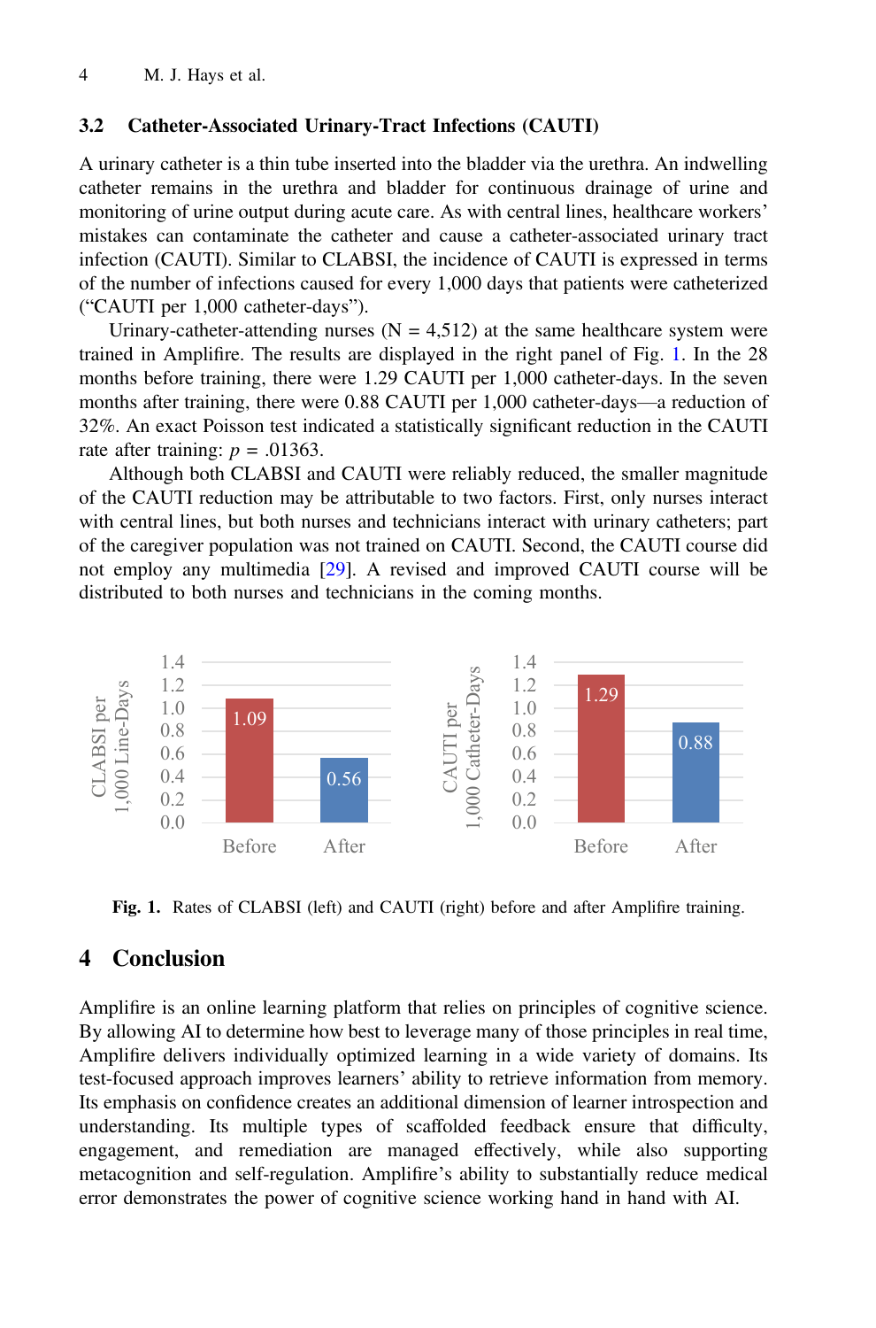### 3.2 Catheter-Associated Urinary-Tract Infections (CAUTI)

A urinary catheter is a thin tube inserted into the bladder via the urethra. An indwelling catheter remains in the urethra and bladder for continuous drainage of urine and monitoring of urine output during acute care. As with central lines, healthcare workers' mistakes can contaminate the catheter and cause a catheter-associated urinary tract infection (CAUTI). Similar to CLABSI, the incidence of CAUTI is expressed in terms of the number of infections caused for every 1,000 days that patients were catheterized ("CAUTI per 1,000 catheter-days").

Urinary-catheter-attending nurses (N = 4,512) at the same healthcare system were trained in Amplifire. The results are displayed in the right panel of Fig. 1. In the 28 months before training, there were 1.29 CAUTI per 1,000 catheter-days. In the seven months after training, there were 0.88 CAUTI per 1,000 catheter-days—a reduction of 32%. An exact Poisson test indicated a statistically significant reduction in the CAUTI rate after training: $p = .01363$.

Although both CLABSI and CAUTI were reliably reduced, the smaller magnitude of the CAUTI reduction may be attributable to two factors. First, only nurses interact with central lines, but both nurses and technicians interact with urinary catheters; part of the caregiver population was not trained on CAUTI. Second, the CAUTI course did not employ any multimedia [29]. A revised and improved CAUTI course will be distributed to both nurses and technicians in the coming months.

**Fig. 1.** Rates of CLABSI (left) and CAUTI (right) before and after Amplifire training.

## 4 Conclusion

Amplifire is an online learning platform that relies on principles of cognitive science. By allowing AI to determine how best to leverage many of those principles in real time, Amplifire delivers individually optimized learning in a wide variety of domains. Its test-focused approach improves learners' ability to retrieve information from memory. Its emphasis on confidence creates an additional dimension of learner introspection and understanding. Its multiple types of scaffolded feedback ensure that difficulty, engagement, and remediation are managed effectively, while also supporting metacognition and self-regulation. Amplifire's ability to substantially reduce medical error demonstrates the power of cognitive science working hand in hand with AI.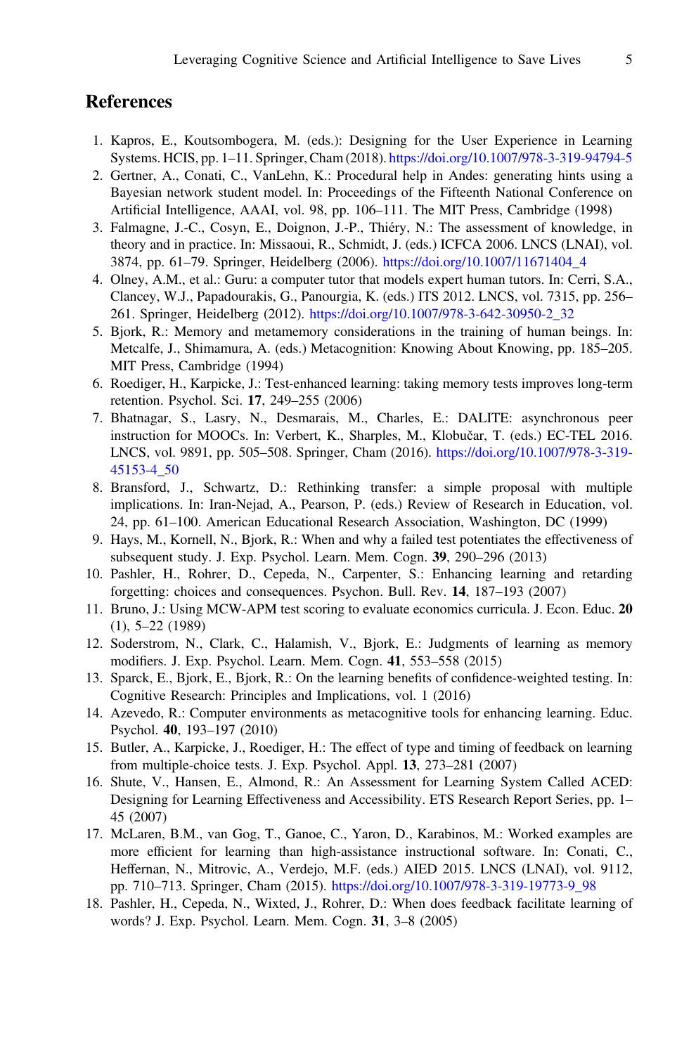## References

1. Kapros, E., Koutsombogera, M. (eds.): Designing for the User Experience in Learning Systems. HCIS, pp. 1–11. Springer, Cham (2018). https://doi.org/10.1007/978-3-319-94794-5
2. Gertner, A., Conati, C., VanLehn, K.: Procedural help in Andes: generating hints using a Bayesian network student model. In: Proceedings of the Fifteenth National Conference on Artificial Intelligence, AAAI, vol. 98, pp. 106–111. The MIT Press, Cambridge (1998)
3. Falmagne, J.-C., Cosyn, E., Doignon, J.-P., Thiéry, N.: The assessment of knowledge, in theory and in practice. In: Missaoui, R., Schmidt, J. (eds.) ICFCA 2006. LNCS (LNAI), vol. 3874, pp. 61–79. Springer, Heidelberg (2006). https://doi.org/10.1007/11671404_4
4. Olney, A.M., et al.: Guru: a computer tutor that models expert human tutors. In: Cerri, S.A., Clancey, W.J., Papadourakis, G., Panourgia, K. (eds.) ITS 2012. LNCS, vol. 7315, pp. 256–261. Springer, Heidelberg (2012). https://doi.org/10.1007/978-3-642-30950-2_32
5. Bjork, R.: Memory and metamemory considerations in the training of human beings. In: Metcalfe, J., Shimamura, A. (eds.) Metacognition: Knowing About Knowing, pp. 185–205. MIT Press, Cambridge (1994)
6. Roediger, H., Karpicke, J.: Test-enhanced learning: taking memory tests improves long-term retention. Psychol. Sci. **17**, 249–255 (2006)
7. Bhatnagar, S., Lasry, N., Desmarais, M., Charles, E.: DALITE: asynchronous peer instruction for MOOCs. In: Verbert, K., Sharples, M., Klobučar, T. (eds.) EC-TEL 2016. LNCS, vol. 9891, pp. 505–508. Springer, Cham (2016). https://doi.org/10.1007/978-3-319-45153-4_50
8. Bransford, J., Schwartz, D.: Rethinking transfer: a simple proposal with multiple implications. In: Iran-Nejad, A., Pearson, P. (eds.) Review of Research in Education, vol. 24, pp. 61–100. American Educational Research Association, Washington, DC (1999)
9. Hays, M., Kornell, N., Bjork, R.: When and why a failed test potentiates the effectiveness of subsequent study. J. Exp. Psychol. Learn. Mem. Cogn. **39**, 290–296 (2013)
10. Pashler, H., Rohrer, D., Cepeda, N., Carpenter, S.: Enhancing learning and retarding forgetting: choices and consequences. Psychon. Bull. Rev. **14**, 187–193 (2007)
11. Bruno, J.: Using MCW-APM test scoring to evaluate economics curricula. J. Econ. Educ. **20** (1), 5–22 (1989)
12. Soderstrom, N., Clark, C., Halamish, V., Bjork, E.: Judgments of learning as memory modifiers. J. Exp. Psychol. Learn. Mem. Cogn. **41**, 553–558 (2015)
13. Sparck, E., Bjork, E., Bjork, R.: On the learning benefits of confidence-weighted testing. In: Cognitive Research: Principles and Implications, vol. 1 (2016)
14. Azevedo, R.: Computer environments as metacognitive tools for enhancing learning. Educ. Psychol. **40**, 193–197 (2010)
15. Butler, A., Karpicke, J., Roediger, H.: The effect of type and timing of feedback on learning from multiple-choice tests. J. Exp. Psychol. Appl. **13**, 273–281 (2007)
16. Shute, V., Hansen, E., Almond, R.: An Assessment for Learning System Called ACED: Designing for Learning Effectiveness and Accessibility. ETS Research Report Series, pp. 1–45 (2007)
17. McLaren, B.M., van Gog, T., Ganoe, C., Yaron, D., Karabinos, M.: Worked examples are more efficient for learning than high-assistance instructional software. In: Conati, C., Heffernan, N., Mitrovic, A., Verdejo, M.F. (eds.) AIED 2015. LNCS (LNAI), vol. 9112, pp. 710–713. Springer, Cham (2015). https://doi.org/10.1007/978-3-319-19773-9_98
18. Pashler, H., Cepeda, N., Wixted, J., Rohrer, D.: When does feedback facilitate learning of words? J. Exp. Psychol. Learn. Mem. Cogn. **31**, 3–8 (2005)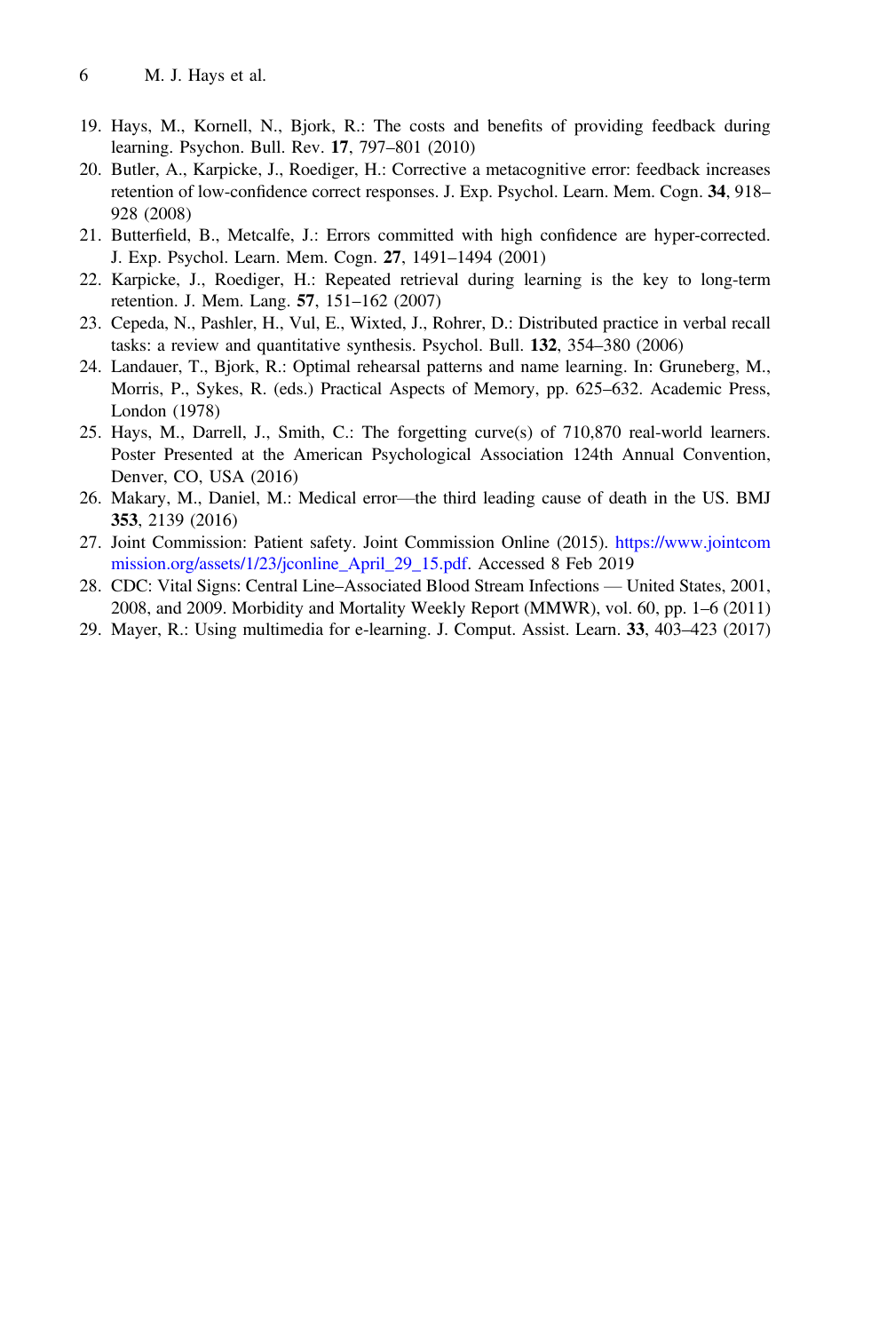19. Hays, M., Kornell, N., Bjork, R.: The costs and benefits of providing feedback during learning. Psychon. Bull. Rev. **17**, 797–801 (2010)
20. Butler, A., Karpicke, J., Roediger, H.: Corrective a metacognitive error: feedback increases retention of low-confidence correct responses. J. Exp. Psychol. Learn. Mem. Cogn. **34**, 918–928 (2008)
21. Butterfield, B., Metcalfe, J.: Errors committed with high confidence are hyper-corrected. J. Exp. Psychol. Learn. Mem. Cogn. **27**, 1491–1494 (2001)
22. Karpicke, J., Roediger, H.: Repeated retrieval during learning is the key to long-term retention. J. Mem. Lang. **57**, 151–162 (2007)
23. Cepeda, N., Pashler, H., Vul, E., Wixted, J., Rohrer, D.: Distributed practice in verbal recall tasks: a review and quantitative synthesis. Psychol. Bull. **132**, 354–380 (2006)
24. Landauer, T., Bjork, R.: Optimal rehearsal patterns and name learning. In: Gruneberg, M., Morris, P., Sykes, R. (eds.) Practical Aspects of Memory, pp. 625–632. Academic Press, London (1978)
25. Hays, M., Darrell, J., Smith, C.: The forgetting curve(s) of 710,870 real-world learners. Poster Presented at the American Psychological Association 124th Annual Convention, Denver, CO, USA (2016)
26. Makary, M., Daniel, M.: Medical error—the third leading cause of death in the US. BMJ **353**, 2139 (2016)
27. Joint Commission: Patient safety. Joint Commission Online (2015). https://www.jointcommission.org/assets/1/23/jconline_April_29_15.pdf. Accessed 8 Feb 2019
28. CDC: Vital Signs: Central Line–Associated Blood Stream Infections — United States, 2001, 2008, and 2009. Morbidity and Mortality Weekly Report (MMWR), vol. 60, pp. 1–6 (2011)
29. Mayer, R.: Using multimedia for e-learning. J. Comput. Assist. Learn. **33**, 403–423 (2017)